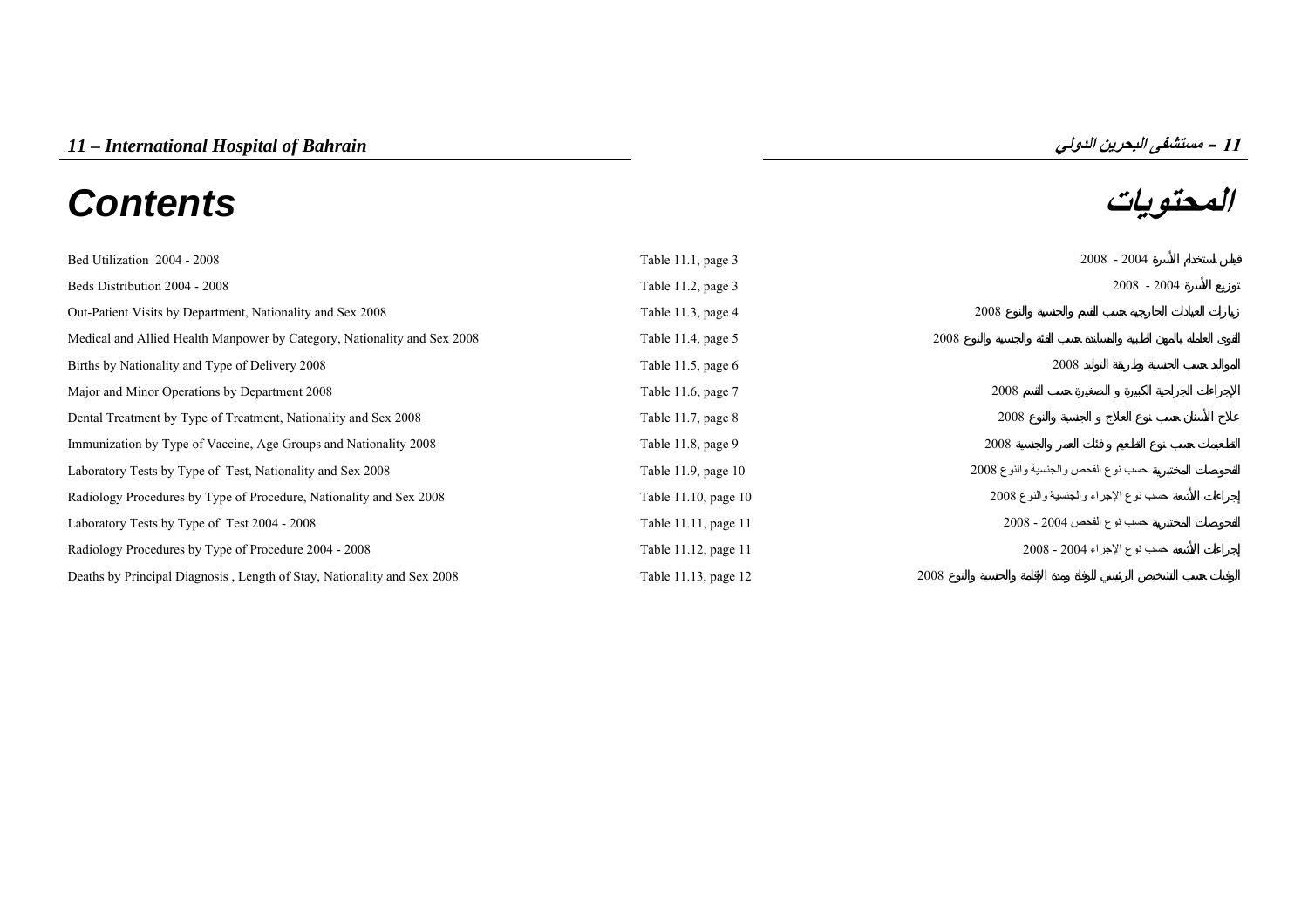# 11 – International Hospital of Bahrain

# 11 – مستشفى البحرين الدولي

# Contents

# المحتويات

| | | |
|---|---|---|
| Bed Utilization 2004 - 2008 | Table 11.1, page 3 | قياس استخدام الأسرة 2004 - 2008 |
| Beds Distribution 2004 - 2008 | Table 11.2, page 3 | توزيع الأسرة 2004 - 2008 |
| Out-Patient Visits by Department, Nationality and Sex 2008 | Table 11.3, page 4 | زيارات العيادات الخارجية حسب القسم والجنسية والنوع 2008 |
| Medical and Allied Health Manpower by Category, Nationality and Sex 2008 | Table 11.4, page 5 | القوى العاملة بالمهن الطبية والمساندة حسب الفئة والجنسية والنوع 2008 |
| Births by Nationality and Type of Delivery 2008 | Table 11.5, page 6 | المواليد حسب الجنسية وطريقة التوليد 2008 |
| Major and Minor Operations by Department 2008 | Table 11.6, page 7 | الإجراءات الجراحية الكبيرة و الصغيرة حسب القسم 2008 |
| Dental Treatment by Type of Treatment, Nationality and Sex 2008 | Table 11.7, page 8 | علاج الأسنان حسب نوع العلاج و الجنسية والنوع 2008 |
| Immunization by Type of Vaccine, Age Groups and Nationality 2008 | Table 11.8, page 9 | التطعيمات حسب نوع الطعم و فئات العمر والجنسية 2008 |
| Laboratory Tests by Type of Test, Nationality and Sex 2008 | Table 11.9, page 10 | الفحوصات المختبرية حسب نوع الفحص والجنسية والنوع 2008 |
| Radiology Procedures by Type of Procedure, Nationality and Sex 2008 | Table 11.10, page 10 | إجراءات الأشعة حسب نوع الإجراء والجنسية والنوع 2008 |
| Laboratory Tests by Type of Test 2004 - 2008 | Table 11.11, page 11 | الفحوصات المختبرية حسب نوع الفحص 2004 - 2008 |
| Radiology Procedures by Type of Procedure 2004 - 2008 | Table 11.12, page 11 | إجراءات الأشعة حسب نوع الإجراء 2004 - 2008 |
| Deaths by Principal Diagnosis , Length of Stay, Nationality and Sex 2008 | Table 11.13, page 12 | الوفيات حسب التشخيص الرئيسي للوفاة ومدة الإقامة والجنسية والنوع 2008 |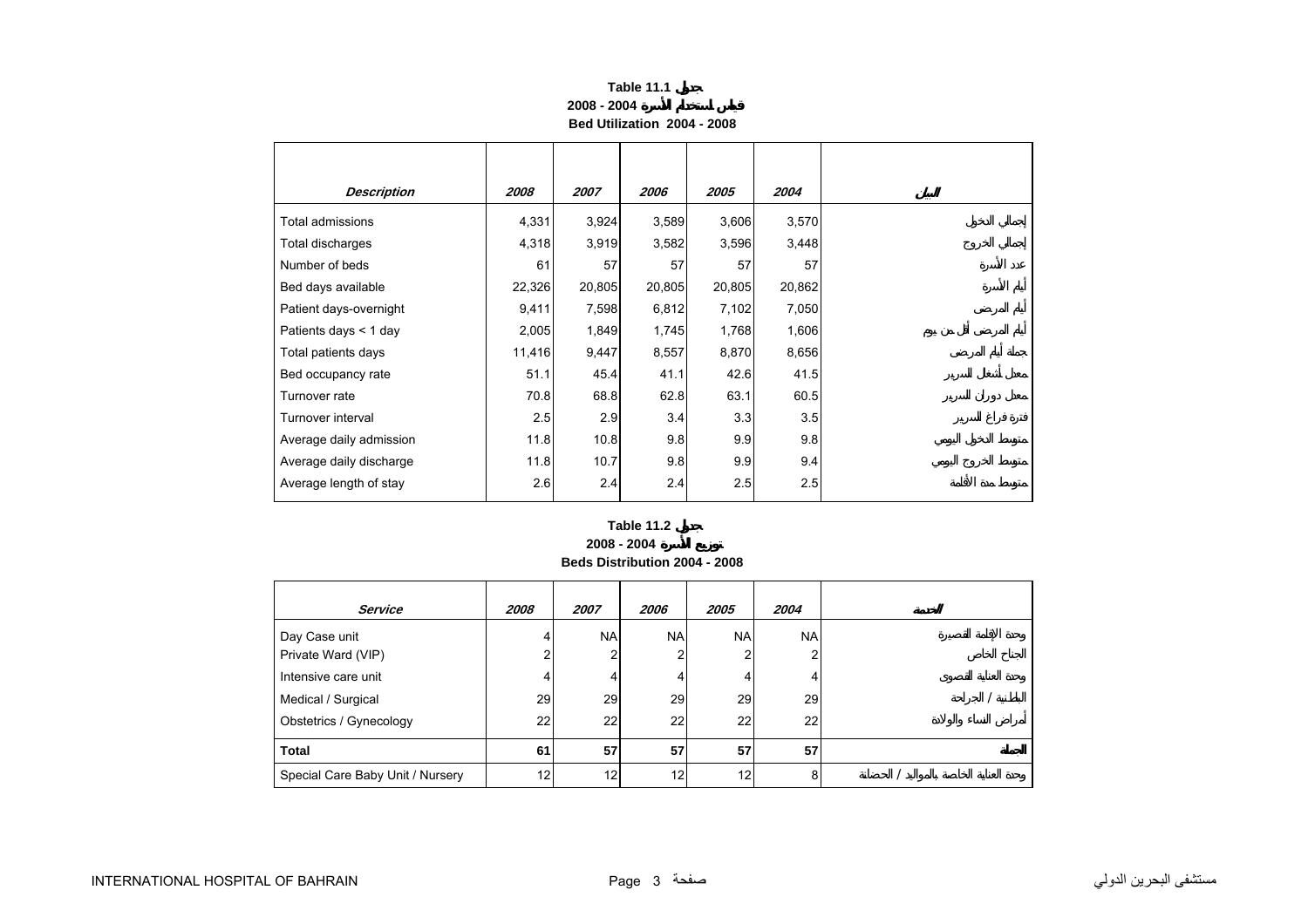# Table 11.1 جدول

## 2008 - 2004 قياس استخدام الأسرة

## Bed Utilization 2004 - 2008

| Description | 2008 | 2007 | 2006 | 2005 | 2004 | البيان |
|---|---|---|---|---|---|---|
| Total admissions | 4,331 | 3,924 | 3,589 | 3,606 | 3,570 | إجمالي الدخول |
| Total discharges | 4,318 | 3,919 | 3,582 | 3,596 | 3,448 | إجمالي الخروج |
| Number of beds | 61 | 57 | 57 | 57 | 57 | عدد الأسرة |
| Bed days available | 22,326 | 20,805 | 20,805 | 20,805 | 20,862 | أيام الأسرة |
| Patient days-overnight | 9,411 | 7,598 | 6,812 | 7,102 | 7,050 | أيام المرضى |
| Patients days < 1 day | 2,005 | 1,849 | 1,745 | 1,768 | 1,606 | أيام المرضى أقل من يوم |
| Total patients days | 11,416 | 9,447 | 8,557 | 8,870 | 8,656 | جملة أيام المرضى |
| Bed occupancy rate | 51.1 | 45.4 | 41.1 | 42.6 | 41.5 | معدل أشغال السرير |
| Turnover rate | 70.8 | 68.8 | 62.8 | 63.1 | 60.5 | معدل دوران السرير |
| Turnover interval | 2.5 | 2.9 | 3.4 | 3.3 | 3.5 | فترة فراغ السرير |
| Average daily admission | 11.8 | 10.8 | 9.8 | 9.9 | 9.8 | متوسط الدخول اليومي |
| Average daily discharge | 11.8 | 10.7 | 9.8 | 9.9 | 9.4 | متوسط الخروج اليومي |
| Average length of stay | 2.6 | 2.4 | 2.4 | 2.5 | 2.5 | متوسط مدة الأقامة |

# Table 11.2 جدول

## 2008 - 2004 توزيع الأسرة

## Beds Distribution 2004 - 2008

| Service | 2008 | 2007 | 2006 | 2005 | 2004 | الخدمة |
|---|---|---|---|---|---|---|
| Day Case unit | 4 | NA | NA | NA | NA | وحدة الإقامة القصيرة |
| Private Ward (VIP) | 2 | 2 | 2 | 2 | 2 | الجناح الخاص |
| Intensive care unit | 4 | 4 | 4 | 4 | 4 | وحدة العناية القصوى |
| Medical / Surgical | 29 | 29 | 29 | 29 | 29 | الباطنية / الجراحة |
| Obstetrics / Gynecology | 22 | 22 | 22 | 22 | 22 | أمراض النساء والولادة |
| **Total** | **61** | **57** | **57** | **57** | **57** | **الجملة** |
| Special Care Baby Unit / Nursery | 12 | 12 | 12 | 12 | 8 | وحدة العناية الخاصة بالمواليد / الحضانة |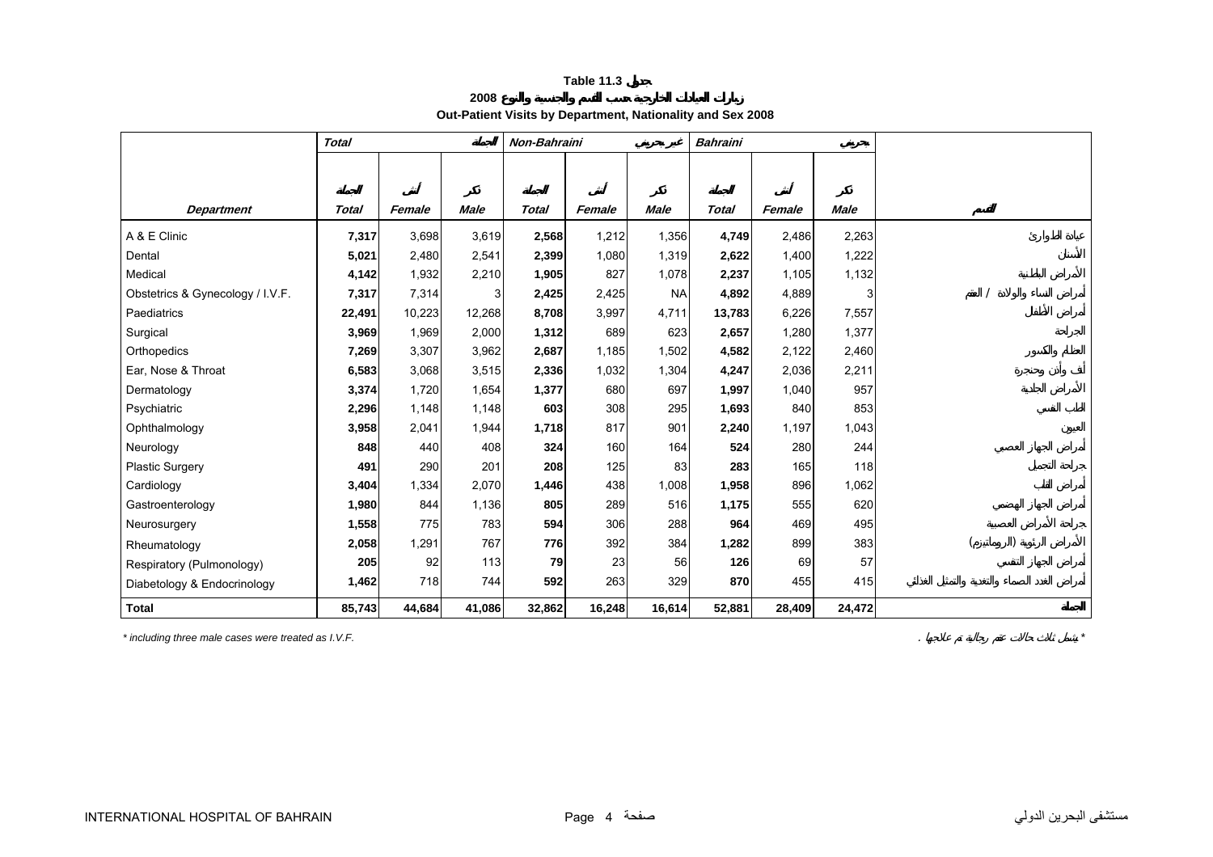**Table 11.3 جدول**

**زيارات العيادات الخارجية حسب القسم والجنسية والنوع 2008**

**Out-Patient Visits by Department, Nationality and Sex 2008**

| | ***Total*** | | **الجملة** | ***Non-Bahraini*** | | **غير بحريني** | ***Bahraini*** | | **بحريني** | |
|---|---|---|---|---|---|---|---|---|---|---|
| | **الجملة** | **أنثى** | **ذكر** | **الجملة** | **أنثى** | **ذكر** | **الجملة** | **أنثى** | **ذكر** | |
| ***Department*** | ***Total*** | ***Female*** | ***Male*** | ***Total*** | ***Female*** | ***Male*** | ***Total*** | ***Female*** | ***Male*** | **القسم** |
| A & E Clinic | **7,317** | 3,698 | 3,619 | **2,568** | 1,212 | 1,356 | **4,749** | 2,486 | 2,263 | عيادة الطوارئ |
| Dental | **5,021** | 2,480 | 2,541 | **2,399** | 1,080 | 1,319 | **2,622** | 1,400 | 1,222 | الأسنان |
| Medical | **4,142** | 1,932 | 2,210 | **1,905** | 827 | 1,078 | **2,237** | 1,105 | 1,132 | الأمراض الباطنية |
| Obstetrics & Gynecology / I.V.F. | **7,317** | 7,314 | 3 | **2,425** | 2,425 | NA | **4,892** | 4,889 | 3 | أمراض النساء والولادة / العقم |
| Paediatrics | **22,491** | 10,223 | 12,268 | **8,708** | 3,997 | 4,711 | **13,783** | 6,226 | 7,557 | أمراض الأطفال |
| Surgical | **3,969** | 1,969 | 2,000 | **1,312** | 689 | 623 | **2,657** | 1,280 | 1,377 | الجراحة |
| Orthopedics | **7,269** | 3,307 | 3,962 | **2,687** | 1,185 | 1,502 | **4,582** | 2,122 | 2,460 | العظام والكسور |
| Ear, Nose & Throat | **6,583** | 3,068 | 3,515 | **2,336** | 1,032 | 1,304 | **4,247** | 2,036 | 2,211 | أنف وأذن وحنجرة |
| Dermatology | **3,374** | 1,720 | 1,654 | **1,377** | 680 | 697 | **1,997** | 1,040 | 957 | الأمراض الجلدية |
| Psychiatric | **2,296** | 1,148 | 1,148 | **603** | 308 | 295 | **1,693** | 840 | 853 | الطب النفسي |
| Ophthalmology | **3,958** | 2,041 | 1,944 | **1,718** | 817 | 901 | **2,240** | 1,197 | 1,043 | العيون |
| Neurology | **848** | 440 | 408 | **324** | 160 | 164 | **524** | 280 | 244 | أمراض الجهاز العصبي |
| Plastic Surgery | **491** | 290 | 201 | **208** | 125 | 83 | **283** | 165 | 118 | جراحة التجميل |
| Cardiology | **3,404** | 1,334 | 2,070 | **1,446** | 438 | 1,008 | **1,958** | 896 | 1,062 | أمراض القلب |
| Gastroenterology | **1,980** | 844 | 1,136 | **805** | 289 | 516 | **1,175** | 555 | 620 | أمراض الجهاز الهضمي |
| Neurosurgery | **1,558** | 775 | 783 | **594** | 306 | 288 | **964** | 469 | 495 | جراحة الأمراض العصبية |
| Rheumatology | **2,058** | 1,291 | 767 | **776** | 392 | 384 | **1,282** | 899 | 383 | الأمراض الرثوية (الروماتيزم) |
| Respiratory (Pulmonology) | **205** | 92 | 113 | **79** | 23 | 56 | **126** | 69 | 57 | أمراض الجهاز التنفسي |
| Diabetology & Endocrinology | **1,462** | 718 | 744 | **592** | 263 | 329 | **870** | 455 | 415 | أمراض الغدد الصماء والتغذية والتمثيل الغذائي |
| **Total** | **85,743** | **44,684** | **41,086** | **32,862** | **16,248** | **16,614** | **52,881** | **28,409** | **24,472** | **الجملة** |

*\* including three male cases were treated as I.V.F.*

\* يشمل ثلاث حالات عقم رجالية تم علاجها .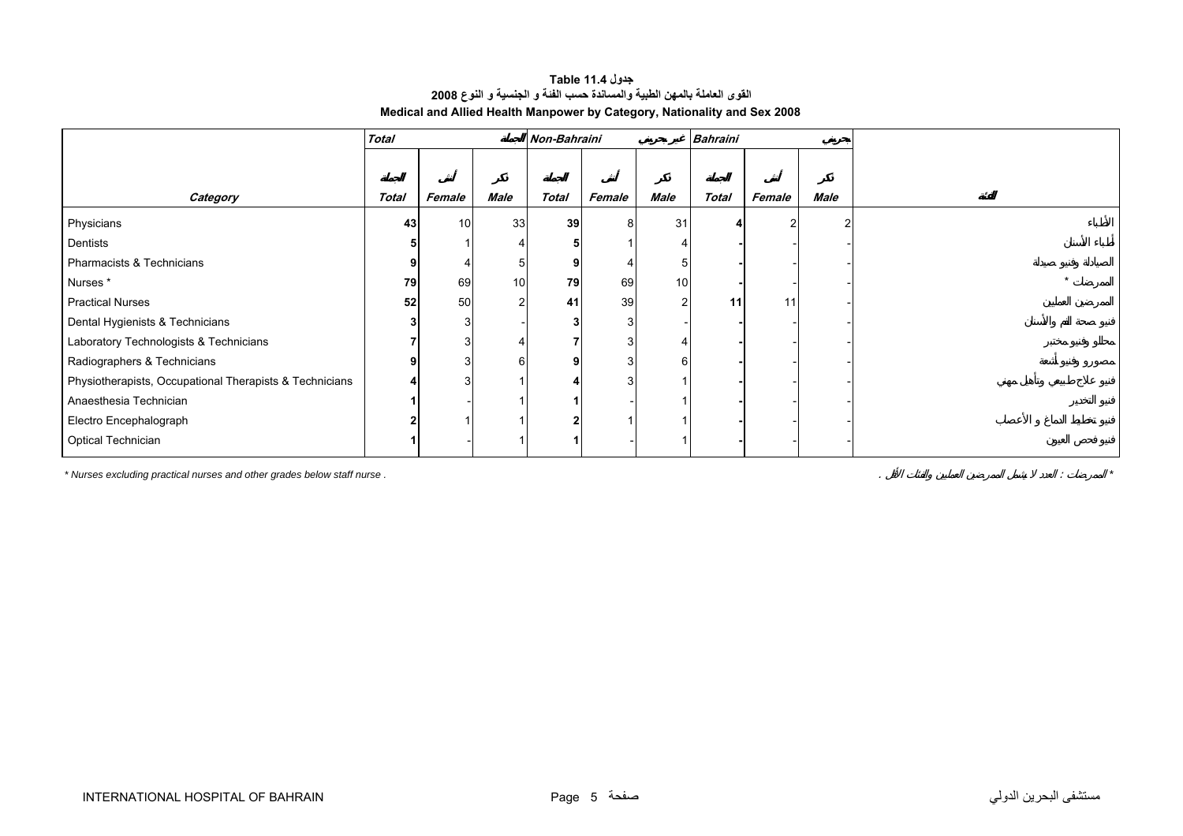**Table 11.4 جدول**

**القوى العاملة بالمهن الطبية والمساندة حسب الفئة و الجنسية و النوع 2008**

**Medical and Allied Health Manpower by Category, Nationality and Sex 2008**

| | *Total* | | الجملة | *Non-Bahraini* | | غير بحريني | *Bahraini* | | بحريني | |
|---|---|---|---|---|---|---|---|---|---|---|
| | الجملة | أنثى | ذكر | الجملة | أنثى | ذكر | الجملة | أنثى | ذكر | |
| ***Category*** | ***Total*** | ***Female*** | ***Male*** | ***Total*** | ***Female*** | ***Male*** | ***Total*** | ***Female*** | ***Male*** | **الفئة** |
| Physicians | **43** | 10 | 33 | **39** | 8 | 31 | **4** | 2 | 2 | الأطباء |
| Dentists | **5** | 1 | 4 | **5** | 1 | 4 | **-** | - | - | أطباء الأسنان |
| Pharmacists & Technicians | **9** | 4 | 5 | **9** | 4 | 5 | **-** | - | - | الصيادلة وفنيو صيدلة |
| Nurses * | **79** | 69 | 10 | **79** | 69 | 10 | **-** | - | - | الممرضات * |
| Practical Nurses | **52** | 50 | 2 | **41** | 39 | 2 | **11** | 11 | - | الممرضين العمليين |
| Dental Hygienists & Technicians | **3** | 3 | - | **3** | 3 | - | **-** | - | - | فنيو صحة الفم والأسنان |
| Laboratory Technologists & Technicians | **7** | 3 | 4 | **7** | 3 | 4 | **-** | - | - | محللو وفنيو مختبر |
| Radiographers & Technicians | **9** | 3 | 6 | **9** | 3 | 6 | **-** | - | - | مصورو وفنيو أشعة |
| Physiotherapists, Occupational Therapists & Technicians | **4** | 3 | 1 | **4** | 3 | 1 | **-** | - | - | فنيو علاج طبيعي وتأهيل مهني |
| Anaesthesia Technician | **1** | - | 1 | **1** | - | 1 | **-** | - | - | فنيو التخدير |
| Electro Encephalograph | **2** | 1 | 1 | **2** | 1 | 1 | **-** | - | - | فنيو تخطيط الدماغ و الأعصاب |
| Optical Technician | **1** | - | 1 | **1** | - | 1 | **-** | - | - | فنيو فحص العيون |

*\* Nurses excluding practical nurses and other grades below staff nurse .*

*الممرضات : العدد لا يشمل الممرضين العمليين والفئات الأقل . \**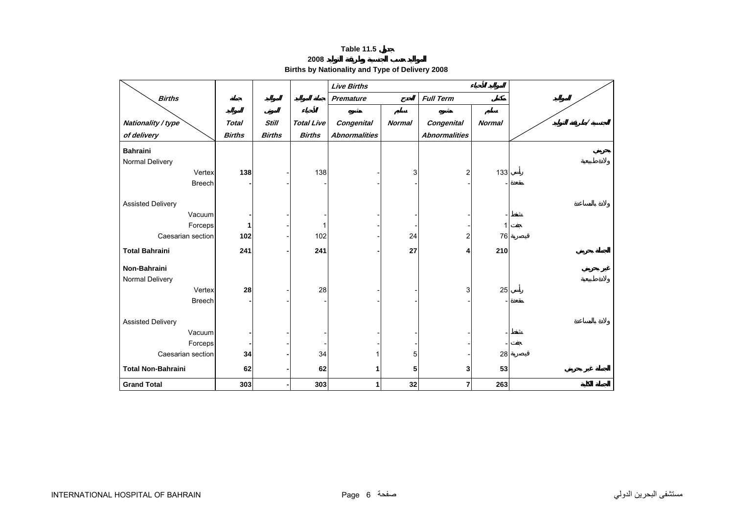**Table 11.5 جدول**

**2008 المواليد حسب الجنسية وطريقة التوليد**

**Births by Nationality and Type of Delivery 2008**

| *Births* / *Nationality / type of delivery* | *Total Births* جملة المواليد | *Still Births* المواليد الموتى | *Total Live Births* جملة المواليد الأحياء | *Live Births* المواليد الأحياء — *Premature* خدج — *Congenital Abnormalities* مشوه | *Premature* — *Normal* سليم | *Full Term* مكتمل — *Congenital Abnormalities* مشوه | *Full Term* — *Normal* سليم | المواليد / الجنسية / طريقة التوليد |
|---|---|---|---|---|---|---|---|---|
| **Bahraini** | | | | | | | | **بحريني** |
| Normal Delivery | | | | | | | | ولادة طبيعية |
| Vertex | **138** | - | 138 | - | 3 | 2 | 133 | رأس |
| Breech | **-** | - | - | - | - | - | - | مقعدة |
| Assisted Delivery | | | | | | | | ولادة بالمساعدة |
| Vacuum | **-** | - | - | - | - | - | - | شفط |
| Forceps | **1** | - | 1 | - | - | - | 1 | جفت |
| Caesarian section | **102** | - | 102 | - | 24 | 2 | 76 | قيصرية |
| **Total Bahraini** | **241** | **-** | **241** | **-** | **27** | **4** | **210** | **الجملة بحريني** |
| **Non-Bahraini** | | | | | | | | **غير بحريني** |
| Normal Delivery | | | | | | | | ولادة طبيعية |
| Vertex | **28** | - | 28 | - | - | 3 | 25 | رأس |
| Breech | **-** | - | - | - | - | - | - | مقعدة |
| Assisted Delivery | | | | | | | | ولادة بالمساعدة |
| Vacuum | **-** | - | - | - | - | - | - | شفط |
| Forceps | **-** | - | - | - | - | - | - | جفت |
| Caesarian section | **34** | - | 34 | 1 | 5 | - | 28 | قيصرية |
| **Total Non-Bahraini** | **62** | **-** | **62** | **1** | **5** | **3** | **53** | **الجملة غير بحريني** |
| **Grand Total** | **303** | **-** | **303** | **1** | **32** | **7** | **263** | **الجملة الكلية** |

INTERNATIONAL HOSPITAL OF BAHRAIN مستشفى البحرين الدولي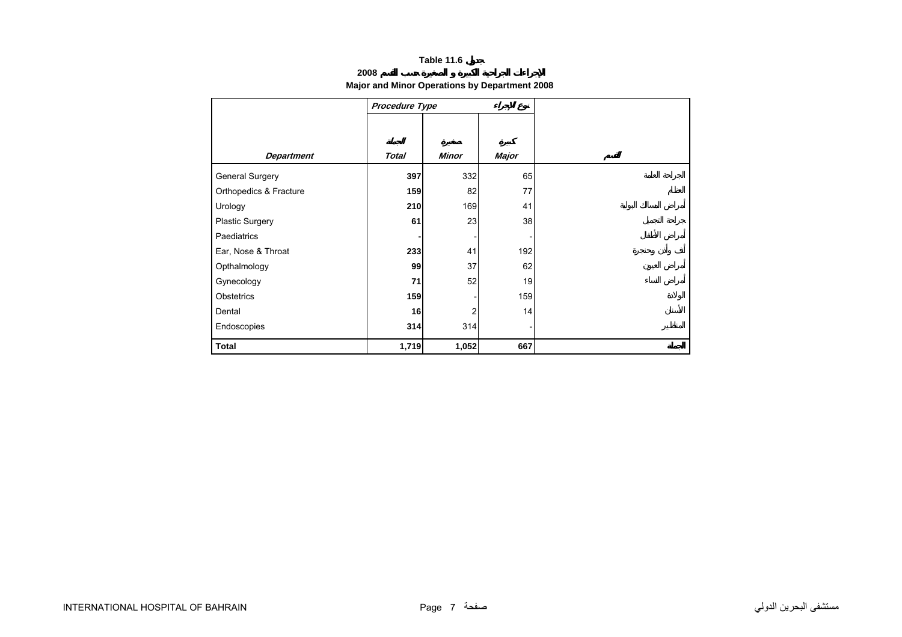**Table 11.6 جدول**

**الإجراءات الجراحية الكبيرة و الصغيرة حسب القسم 2008**

**Major and Minor Operations by Department 2008**

| | *Procedure Type* | | نوع الإجراء | |
|---|---|---|---|---|
| | الجملة | صغيرة | كبيرة | |
| ***Department*** | ***Total*** | ***Minor*** | ***Major*** | **القسم** |
| General Surgery | **397** | 332 | 65 | الجراحة العامة |
| Orthopedics & Fracture | **159** | 82 | 77 | العظام |
| Urology | **210** | 169 | 41 | أمراض المسالك البولية |
| Plastic Surgery | **61** | 23 | 38 | جراحة التجميل |
| Paediatrics | **-** | - | - | أمراض الأطفال |
| Ear, Nose & Throat | **233** | 41 | 192 | أنف وأذن وحنجرة |
| Opthalmology | **99** | 37 | 62 | أمراض العيون |
| Gynecology | **71** | 52 | 19 | أمراض النساء |
| Obstetrics | **159** | - | 159 | الولادة |
| Dental | **16** | 2 | 14 | الأسنان |
| Endoscopies | **314** | 314 | - | المناظير |
| **Total** | **1,719** | **1,052** | **667** | **الجملة** |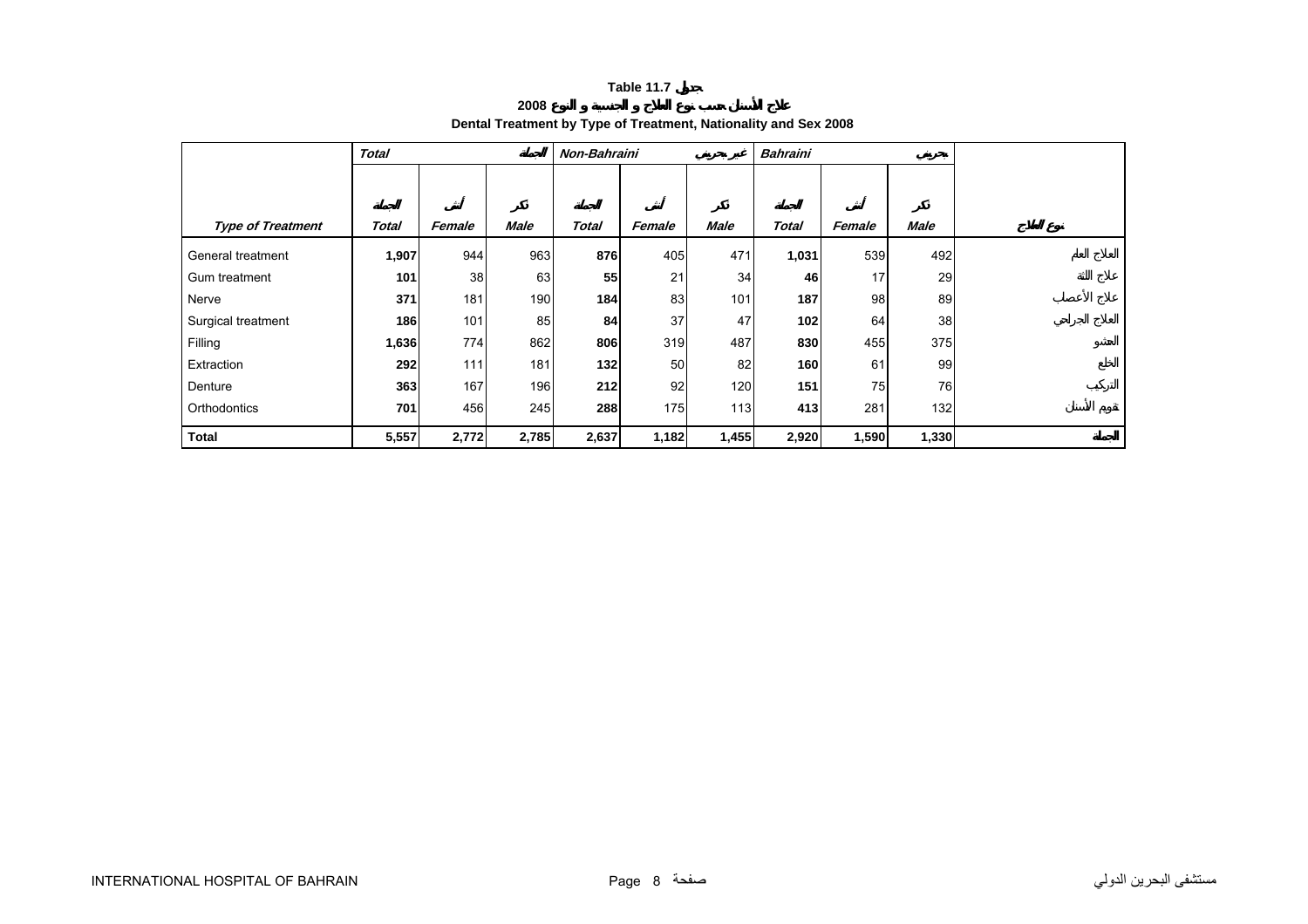**Table 11.7 جدول**

**علاج الأسنان حسب نوع العلاج و الجنسية و النوع 2008**

**Dental Treatment by Type of Treatment, Nationality and Sex 2008**

| | *Total* | | الجملة | *Non-Bahraini* | | غير بحريني | *Bahraini* | | بحريني | |
|---|---|---|---|---|---|---|---|---|---|---|
| | الجملة | أنثى | ذكر | الجملة | أنثى | ذكر | الجملة | أنثى | ذكر | |
| ***Type of Treatment*** | ***Total*** | ***Female*** | ***Male*** | ***Total*** | ***Female*** | ***Male*** | ***Total*** | ***Female*** | ***Male*** | **نوع العلاج** |
| General treatment | **1,907** | 944 | 963 | **876** | 405 | 471 | **1,031** | 539 | 492 | العلاج العام |
| Gum treatment | **101** | 38 | 63 | **55** | 21 | 34 | **46** | 17 | 29 | علاج اللثة |
| Nerve | **371** | 181 | 190 | **184** | 83 | 101 | **187** | 98 | 89 | علاج الأعصاب |
| Surgical treatment | **186** | 101 | 85 | **84** | 37 | 47 | **102** | 64 | 38 | العلاج الجراحي |
| Filling | **1,636** | 774 | 862 | **806** | 319 | 487 | **830** | 455 | 375 | الحشو |
| Extraction | **292** | 111 | 181 | **132** | 50 | 82 | **160** | 61 | 99 | الخلع |
| Denture | **363** | 167 | 196 | **212** | 92 | 120 | **151** | 75 | 76 | التركيب |
| Orthodontics | **701** | 456 | 245 | **288** | 175 | 113 | **413** | 281 | 132 | تقويم الأسنان |
| **Total** | **5,557** | **2,772** | **2,785** | **2,637** | **1,182** | **1,455** | **2,920** | **1,590** | **1,330** | **الجملة** |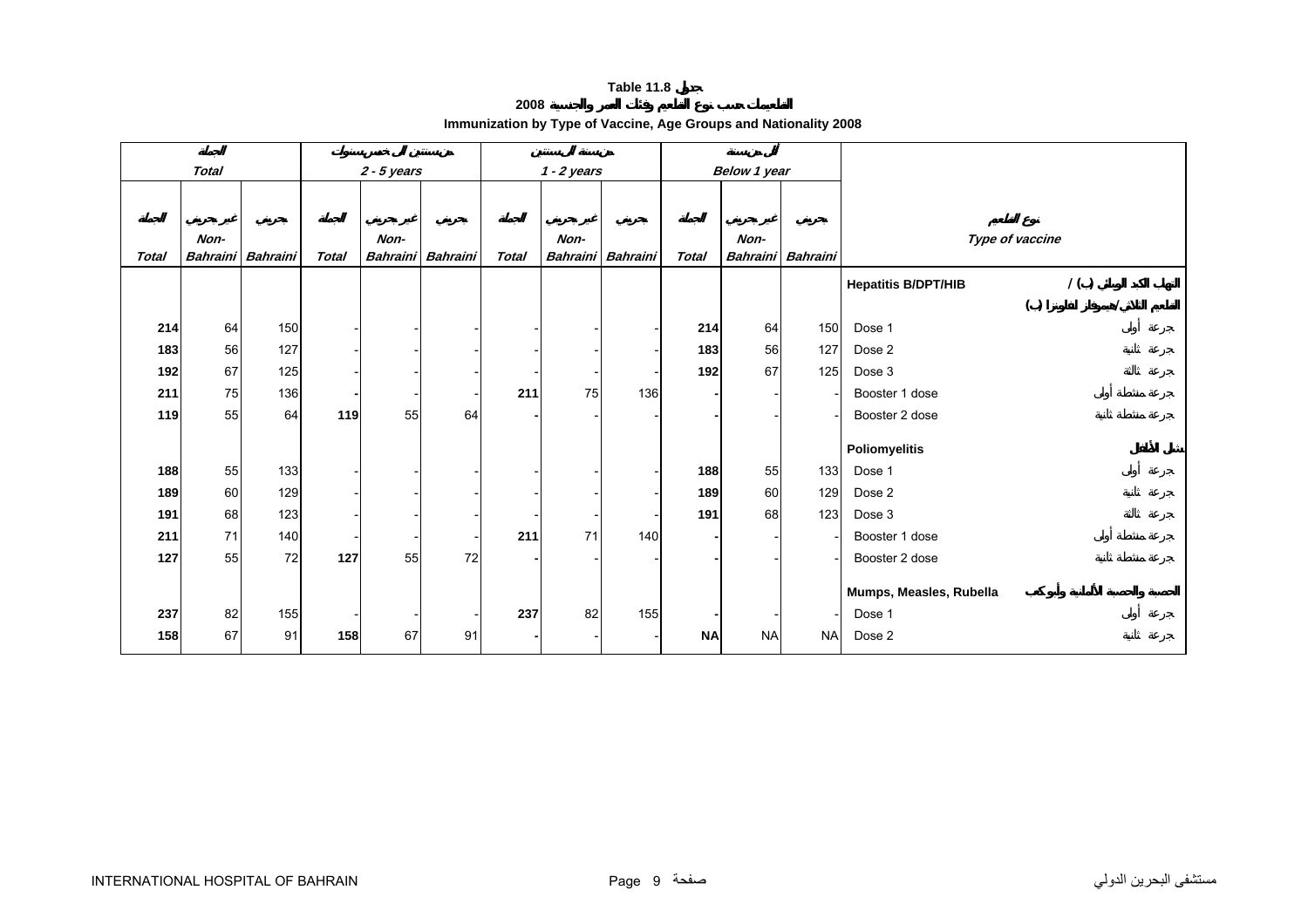# Table 11.8 جدول

## Immunization by Type of Vaccine, Age Groups and Nationality 2008

التطعيمات حسب نوع التطعيم وفئات العمر والجنسية 2008

| الجملة Total | | | من سنتين إلى خمس سنوات 2 - 5 years | | | من سنة إلى سنتين 1 - 2 years | | | أقل من سنة Below 1 year | | | | |
|---|---|---|---|---|---|---|---|---|---|---|---|---|---|
| الجملة Total | غير بحريني Non-Bahraini | بحريني Bahraini | الجملة Total | غير بحريني Non-Bahraini | بحريني Bahraini | الجملة Total | غير بحريني Non-Bahraini | بحريني Bahraini | الجملة Total | غير بحريني Non-Bahraini | بحريني Bahraini | Type of vaccine | نوع التطعيم |
| | | | | | | | | | | | | **Hepatitis B/DPT/HIB** | **التهاب الكبد الوبائي (ب) / التطعيم الثلاثي/هيموفلز انفلونزا (ب)** |
| **214** | 64 | 150 | - | - | - | - | - | - | **214** | 64 | 150 | Dose 1 | جرعة أولى |
| **183** | 56 | 127 | - | - | - | - | - | - | **183** | 56 | 127 | Dose 2 | جرعة ثانية |
| **192** | 67 | 125 | - | - | - | - | - | - | **192** | 67 | 125 | Dose 3 | جرعة ثالثة |
| **211** | 75 | 136 | **-** | - | - | **211** | 75 | 136 | **-** | - | - | Booster 1 dose | جرعة منشطة أولى |
| **119** | 55 | 64 | **119** | 55 | 64 | **-** | - | - | **-** | - | - | Booster 2 dose | جرعة منشطة ثانية |
| | | | | | | | | | | | | **Poliomyelitis** | **شلل الأطفال** |
| **188** | 55 | 133 | - | - | - | - | - | - | **188** | 55 | 133 | Dose 1 | جرعة أولى |
| **189** | 60 | 129 | - | - | - | - | - | - | **189** | 60 | 129 | Dose 2 | جرعة ثانية |
| **191** | 68 | 123 | - | - | - | - | - | - | **191** | 68 | 123 | Dose 3 | جرعة ثالثة |
| **211** | 71 | 140 | - | - | - | **211** | 71 | 140 | **-** | - | - | Booster 1 dose | جرعة منشطة أولى |
| **127** | 55 | 72 | **127** | 55 | 72 | **-** | - | - | **-** | - | - | Booster 2 dose | جرعة منشطة ثانية |
| | | | | | | | | | | | | **Mumps, Measles, Rubella** | **الحصبة والحصبة الألمانية وأبو كعب** |
| **237** | 82 | 155 | - | - | - | **237** | 82 | 155 | **-** | - | - | Dose 1 | جرعة أولى |
| **158** | 67 | 91 | **158** | 67 | 91 | **-** | - | - | **NA** | NA | NA | Dose 2 | جرعة ثانية |

INTERNATIONAL HOSPITAL OF BAHRAIN مستشفى البحرين الدولي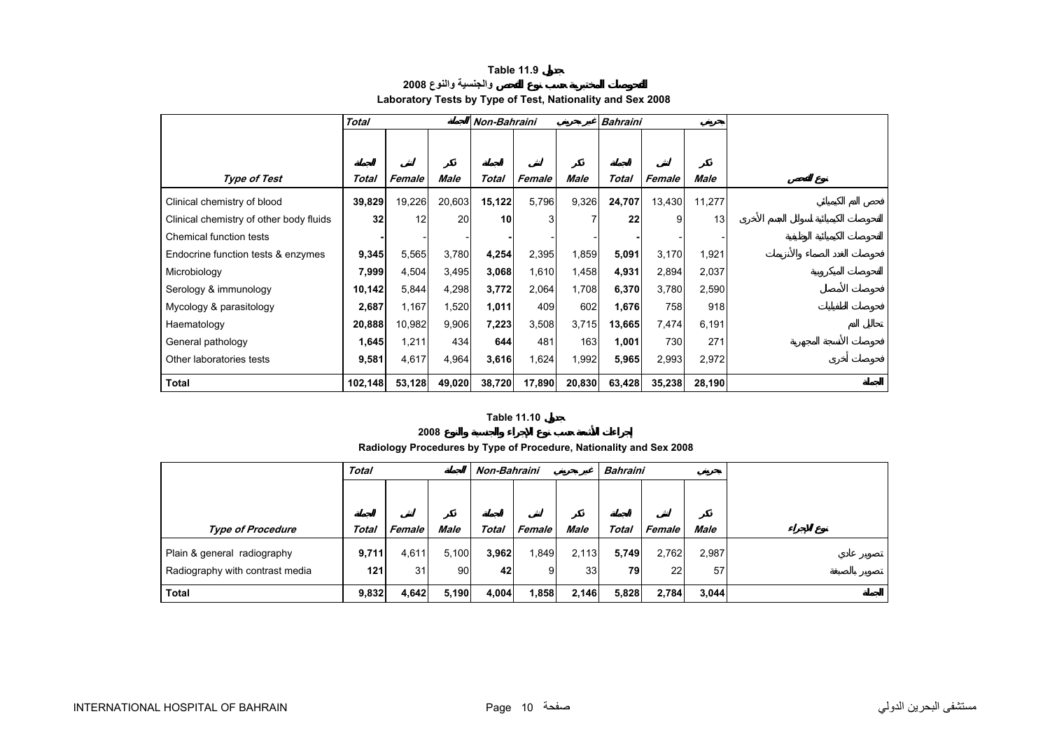**Table 11.9 جدول**

**2008 الفحوصات المختبرية حسب نوع الفحص والجنسية والنوع**

**Laboratory Tests by Type of Test, Nationality and Sex 2008**

| | Total | | الجملة | Non-Bahraini | | غير بحريني | Bahraini | | بحريني | |
|---|---|---|---|---|---|---|---|---|---|---|
| | الجملة | أنثى | ذكر | الجملة | أنثى | ذكر | الجملة | أنثى | ذكر | |
| **Type of Test** | **Total** | **Female** | **Male** | **Total** | **Female** | **Male** | **Total** | **Female** | **Male** | **نوع الفحص** |
| Clinical chemistry of blood | **39,829** | 19,226 | 20,603 | **15,122** | 5,796 | 9,326 | **24,707** | 13,430 | 11,277 | فحص الدم الكيميائي |
| Clinical chemistry of other body fluids | **32** | 12 | 20 | **10** | 3 | 7 | **22** | 9 | 13 | الفحوصات الكيميائية لسوائل الجسم الأخرى |
| Chemical function tests | **-** | - | - | **-** | - | - | **-** | - | - | الفحوصات الكيميائية الوظيفية |
| Endocrine function tests & enzymes | **9,345** | 5,565 | 3,780 | **4,254** | 2,395 | 1,859 | **5,091** | 3,170 | 1,921 | فحوصات الغدد الصماء والأنزيمات |
| Microbiology | **7,999** | 4,504 | 3,495 | **3,068** | 1,610 | 1,458 | **4,931** | 2,894 | 2,037 | الفحوصات الميكروبية |
| Serology & immunology | **10,142** | 5,844 | 4,298 | **3,772** | 2,064 | 1,708 | **6,370** | 3,780 | 2,590 | فحوصات الأمصال |
| Mycology & parasitology | **2,687** | 1,167 | 1,520 | **1,011** | 409 | 602 | **1,676** | 758 | 918 | فحوصات الطفيليات |
| Haematology | **20,888** | 10,982 | 9,906 | **7,223** | 3,508 | 3,715 | **13,665** | 7,474 | 6,191 | تحاليل الدم |
| General pathology | **1,645** | 1,211 | 434 | **644** | 481 | 163 | **1,001** | 730 | 271 | فحوصات الأنسجة المجهرية |
| Other laboratories tests | **9,581** | 4,617 | 4,964 | **3,616** | 1,624 | 1,992 | **5,965** | 2,993 | 2,972 | فحوصات أخرى |
| **Total** | **102,148** | **53,128** | **49,020** | **38,720** | **17,890** | **20,830** | **63,428** | **35,238** | **28,190** | **الجملة** |

**Table 11.10 جدول**

**2008 إجراءات الأشعة حسب نوع الإجراء والجنسية والنوع**

**Radiology Procedures by Type of Procedure, Nationality and Sex 2008**

| | Total | | الجملة | Non-Bahraini | | غير بحريني | Bahraini | | بحريني | |
|---|---|---|---|---|---|---|---|---|---|---|
| | الجملة | أنثى | ذكر | الجملة | أنثى | ذكر | الجملة | أنثى | ذكر | |
| **Type of Procedure** | **Total** | **Female** | **Male** | **Total** | **Female** | **Male** | **Total** | **Female** | **Male** | **نوع الإجراء** |
| Plain & general radiography | **9,711** | 4,611 | 5,100 | **3,962** | 1,849 | 2,113 | **5,749** | 2,762 | 2,987 | تصوير عادي |
| Radiography with contrast media | **121** | 31 | 90 | **42** | 9 | 33 | **79** | 22 | 57 | تصوير بالصبغة |
| **Total** | **9,832** | **4,642** | **5,190** | **4,004** | **1,858** | **2,146** | **5,828** | **2,784** | **3,044** | **الجملة** |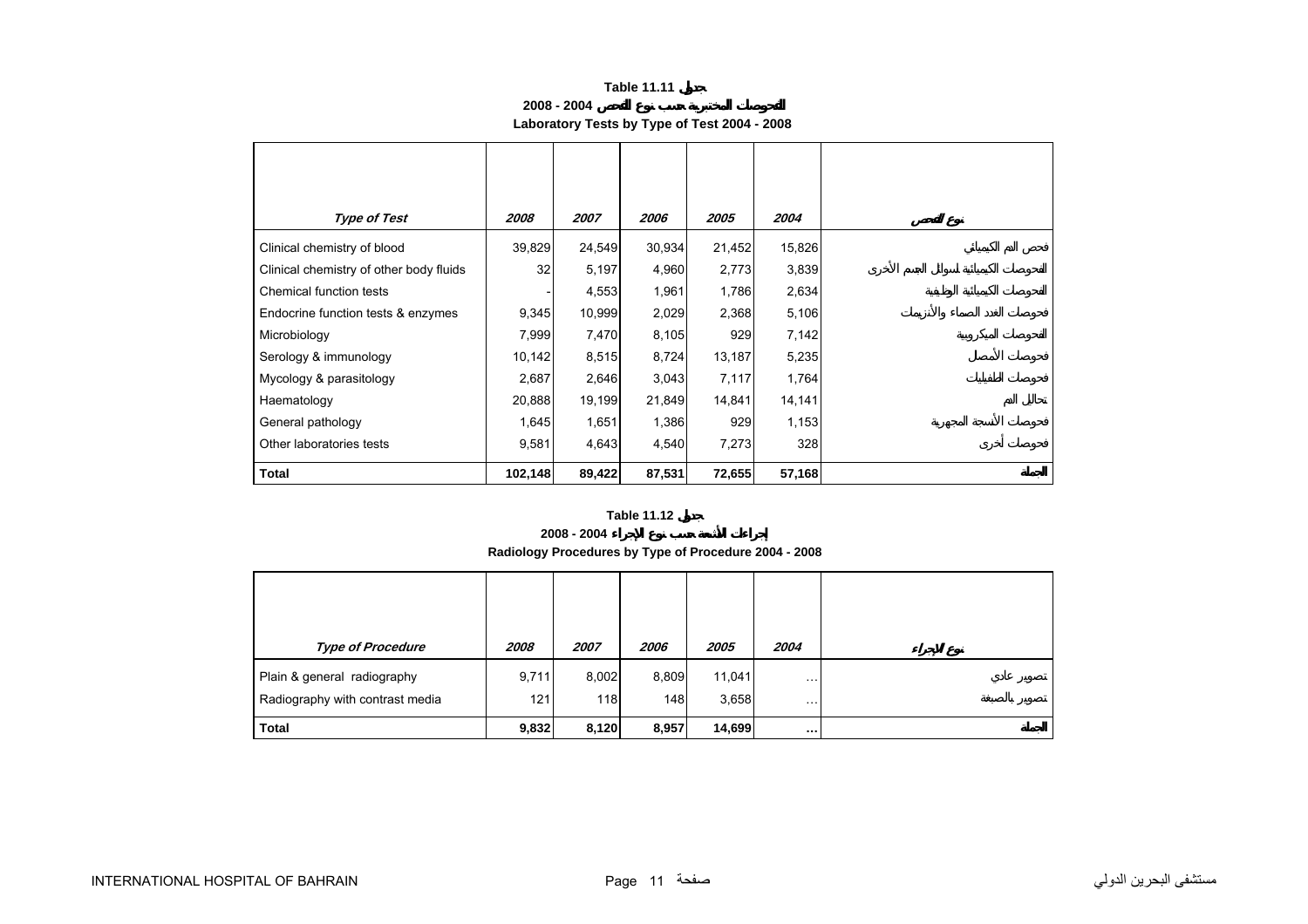**Table 11.11 جدول**

**2008 - 2004 الفحوصات المختبرية حسب نوع الفحص**

**Laboratory Tests by Type of Test 2004 - 2008**

| *Type of Test* | *2008* | *2007* | *2006* | *2005* | *2004* | نوع الفحص |
|---|---|---|---|---|---|---|
| Clinical chemistry of blood | 39,829 | 24,549 | 30,934 | 21,452 | 15,826 | فحص الدم الكيميائي |
| Clinical chemistry of other body fluids | 32 | 5,197 | 4,960 | 2,773 | 3,839 | الفحوصات الكيميائية لسوائل الجسم الأخرى |
| Chemical function tests | - | 4,553 | 1,961 | 1,786 | 2,634 | الفحوصات الكيميائية الوظيفية |
| Endocrine function tests & enzymes | 9,345 | 10,999 | 2,029 | 2,368 | 5,106 | فحوصات الغدد الصماء والأنزيمات |
| Microbiology | 7,999 | 7,470 | 8,105 | 929 | 7,142 | الفحوصات الميكروبية |
| Serology & immunology | 10,142 | 8,515 | 8,724 | 13,187 | 5,235 | فحوصات الأمصال |
| Mycology & parasitology | 2,687 | 2,646 | 3,043 | 7,117 | 1,764 | فحوصات الطفيليات |
| Haematology | 20,888 | 19,199 | 21,849 | 14,841 | 14,141 | تحاليل الدم |
| General pathology | 1,645 | 1,651 | 1,386 | 929 | 1,153 | فحوصات الأنسجة المجهرية |
| Other laboratories tests | 9,581 | 4,643 | 4,540 | 7,273 | 328 | فحوصات أخرى |
| **Total** | **102,148** | **89,422** | **87,531** | **72,655** | **57,168** | **الجملة** |

**Table 11.12 جدول**

**2008 - 2004 إجراءات الأشعة حسب نوع الإجراء**

**Radiology Procedures by Type of Procedure 2004 - 2008**

| *Type of Procedure* | *2008* | *2007* | *2006* | *2005* | *2004* | نوع الإجراء |
|---|---|---|---|---|---|---|
| Plain & general radiography | 9,711 | 8,002 | 8,809 | 11,041 | … | تصوير عادي |
| Radiography with contrast media | 121 | 118 | 148 | 3,658 | … | تصوير بالصبغة |
| **Total** | **9,832** | **8,120** | **8,957** | **14,699** | **…** | **الجملة** |

INTERNATIONAL HOSPITAL OF BAHRAIN مستشفى البحرين الدولي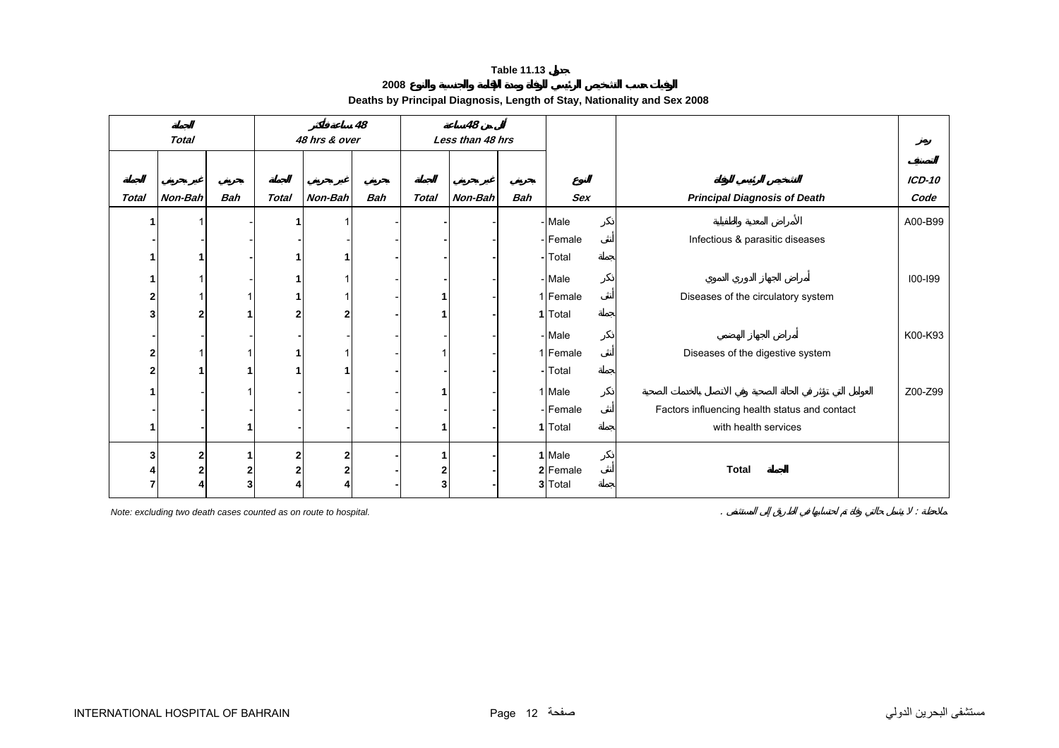**Table 11.13 جدول**

**الوفيات حسب التشخيص الرئيسي للوفاة ومدة الإقامة والجنسية والنوع 2008**

**Deaths by Principal Diagnosis, Length of Stay, Nationality and Sex 2008**

| الجملة *Total* | | | 48 ساعة فأكثر *48 hrs & over* | | | أقل من 48 ساعة *Less than 48 hrs* | | | | | | |
|---|---|---|---|---|---|---|---|---|---|---|---|---|
| الجملة *Total* | غير بحريني *Non-Bah* | بحريني *Bah* | الجملة *Total* | غير بحريني *Non-Bah* | بحريني *Bah* | الجملة *Total* | غير بحريني *Non-Bah* | بحريني *Bah* | النوع *Sex* | | التشخيص الرئيسي للوفاة *Principal Diagnosis of Death* | رمز التصنيف *ICD-10 Code* |
| 1 | 1 | - | 1 | 1 | - | - | - | - | Male | ذكر | الأمراض المعدية والطفيلية | A00-B99 |
| - | - | - | - | - | - | - | - | - | Female | أنثى | Infectious & parasitic diseases | |
| **1** | **1** | **-** | **1** | **1** | **-** | **-** | **-** | **-** | Total | جملة | | |
| 1 | 1 | - | 1 | 1 | - | - | - | - | Male | ذكر | أمراض الجهاز الدوري الدموي | I00-I99 |
| 2 | 1 | 1 | 1 | 1 | - | 1 | - | 1 | Female | أنثى | Diseases of the circulatory system | |
| **3** | **2** | **1** | **2** | **2** | **-** | **1** | **-** | **1** | Total | جملة | | |
| - | - | - | - | - | - | - | - | - | Male | ذكر | أمراض الجهاز الهضمي | K00-K93 |
| 2 | 1 | 1 | 1 | 1 | - | 1 | - | 1 | Female | أنثى | Diseases of the digestive system | |
| **2** | **1** | **1** | **1** | **1** | **-** | **-** | **-** | **-** | Total | جملة | | |
| 1 | - | 1 | - | - | - | 1 | - | 1 | Male | ذكر | العوامل التي تؤثر في الحالة الصحية وفي الاتصال بالخدمات الصحية | Z00-Z99 |
| - | - | - | - | - | - | - | - | - | Female | أنثى | Factors influencing health status and contact | |
| **1** | **-** | **1** | **-** | **-** | **-** | **1** | **-** | **1** | Total | جملة | with health services | |
| **3** | **2** | **1** | **2** | **2** | **-** | **1** | **-** | **1** | Male | ذكر | **Total الجملة** | |
| **4** | **2** | **2** | **2** | **2** | **-** | **2** | **-** | **2** | Female | أنثى | | |
| **7** | **4** | **3** | **4** | **4** | **-** | **3** | **-** | **3** | Total | جملة | | |

*Note: excluding two death cases counted as on route to hospital.*

ملاحظة : لا يشمل حالتي وفاة تم احتسابهما في الطريق إلى المستشفى .